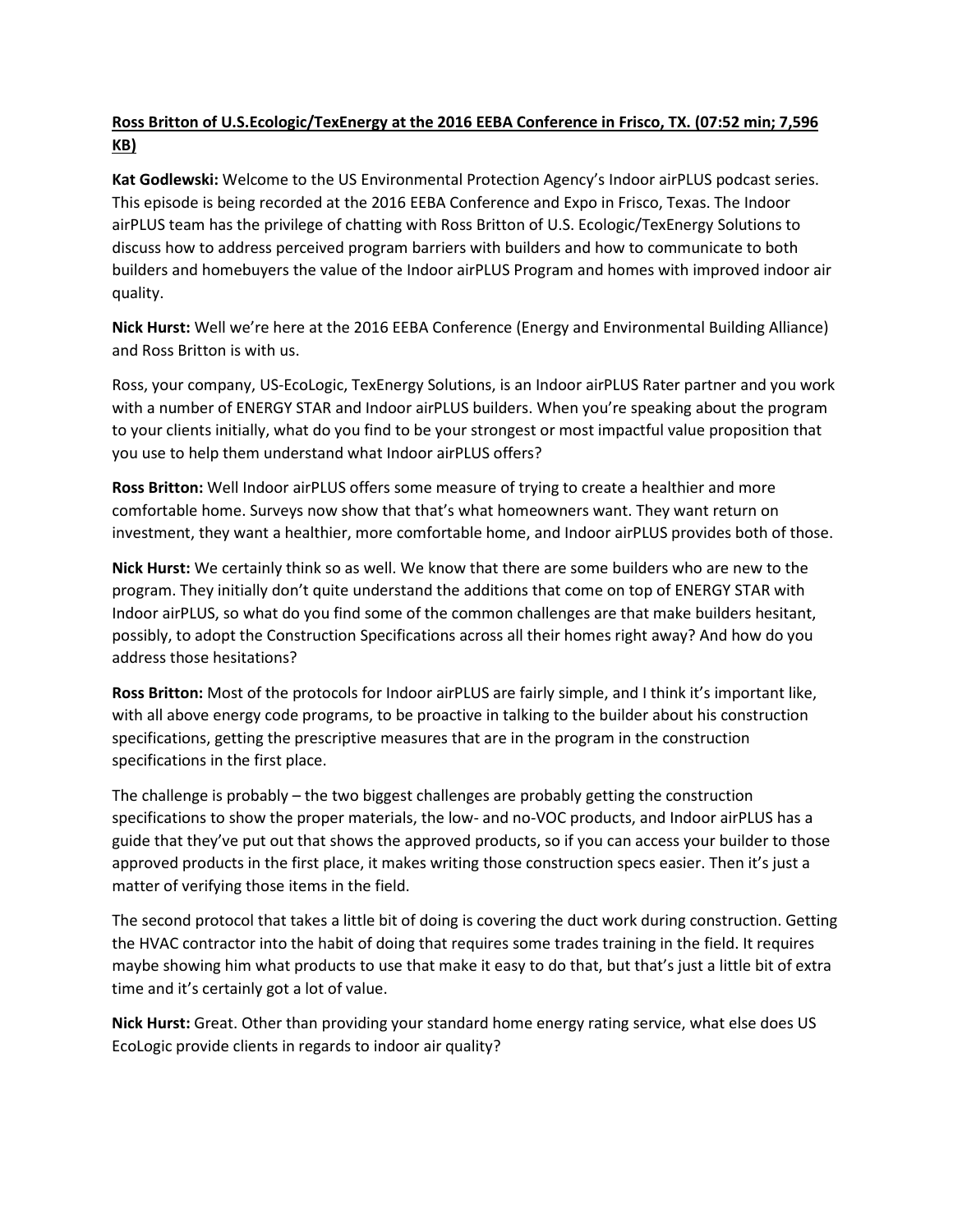**Ross Britton of U.S.Ecologic/TexEnergy at the 2016 EEBA Conference in Frisco, TX. (07:52 min; 7,596 KB)**

**Kat Godlewski:** Welcome to the US Environmental Protection Agency's Indoor airPLUS podcast series. This episode is being recorded at the 2016 EEBA Conference and Expo in Frisco, Texas. The Indoor airPLUS team has the privilege of chatting with Ross Britton of U.S. Ecologic/TexEnergy Solutions to discuss how to address perceived program barriers with builders and how to communicate to both builders and homebuyers the value of the Indoor airPLUS Program and homes with improved indoor air quality.

**Nick Hurst:** Well we're here at the 2016 EEBA Conference (Energy and Environmental Building Alliance) and Ross Britton is with us.

Ross, your company, US-EcoLogic, TexEnergy Solutions, is an Indoor airPLUS Rater partner and you work with a number of ENERGY STAR and Indoor airPLUS builders. When you're speaking about the program to your clients initially, what do you find to be your strongest or most impactful value proposition that you use to help them understand what Indoor airPLUS offers?

**Ross Britton:** Well Indoor airPLUS offers some measure of trying to create a healthier and more comfortable home. Surveys now show that that's what homeowners want. They want return on investment, they want a healthier, more comfortable home, and Indoor airPLUS provides both of those.

**Nick Hurst:** We certainly think so as well. We know that there are some builders who are new to the program. They initially don't quite understand the additions that come on top of ENERGY STAR with Indoor airPLUS, so what do you find some of the common challenges are that make builders hesitant, possibly, to adopt the Construction Specifications across all their homes right away? And how do you address those hesitations?

**Ross Britton:** Most of the protocols for Indoor airPLUS are fairly simple, and I think it's important like, with all above energy code programs, to be proactive in talking to the builder about his construction specifications, getting the prescriptive measures that are in the program in the construction specifications in the first place.

The challenge is probably – the two biggest challenges are probably getting the construction specifications to show the proper materials, the low- and no-VOC products, and Indoor airPLUS has a guide that they've put out that shows the approved products, so if you can access your builder to those approved products in the first place, it makes writing those construction specs easier. Then it's just a matter of verifying those items in the field.

The second protocol that takes a little bit of doing is covering the duct work during construction. Getting the HVAC contractor into the habit of doing that requires some trades training in the field. It requires maybe showing him what products to use that make it easy to do that, but that's just a little bit of extra time and it's certainly got a lot of value.

**Nick Hurst:** Great. Other than providing your standard home energy rating service, what else does US EcoLogic provide clients in regards to indoor air quality?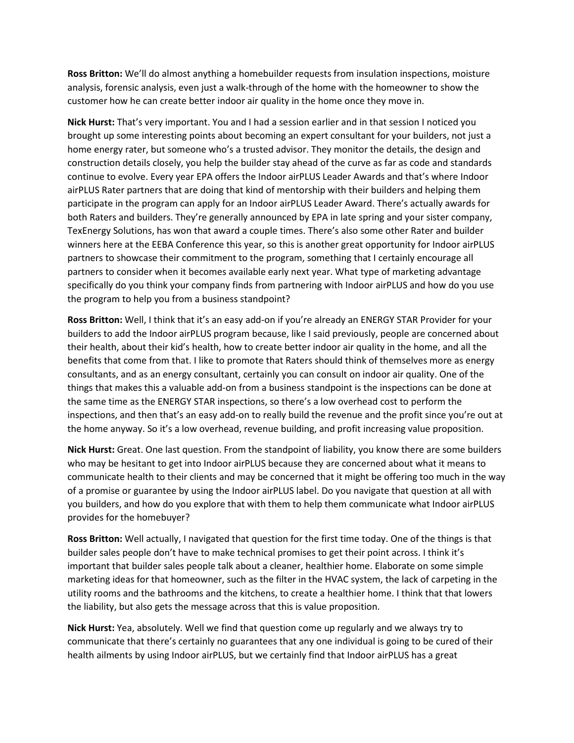**Ross Britton:** We'll do almost anything a homebuilder requests from insulation inspections, moisture analysis, forensic analysis, even just a walk-through of the home with the homeowner to show the customer how he can create better indoor air quality in the home once they move in.

**Nick Hurst:** That's very important. You and I had a session earlier and in that session I noticed you brought up some interesting points about becoming an expert consultant for your builders, not just a home energy rater, but someone who's a trusted advisor. They monitor the details, the design and construction details closely, you help the builder stay ahead of the curve as far as code and standards continue to evolve. Every year EPA offers the Indoor airPLUS Leader Awards and that's where Indoor airPLUS Rater partners that are doing that kind of mentorship with their builders and helping them participate in the program can apply for an Indoor airPLUS Leader Award. There's actually awards for both Raters and builders. They're generally announced by EPA in late spring and your sister company, TexEnergy Solutions, has won that award a couple times. There's also some other Rater and builder winners here at the EEBA Conference this year, so this is another great opportunity for Indoor airPLUS partners to showcase their commitment to the program, something that I certainly encourage all partners to consider when it becomes available early next year. What type of marketing advantage specifically do you think your company finds from partnering with Indoor airPLUS and how do you use the program to help you from a business standpoint?

**Ross Britton:** Well, I think that it's an easy add-on if you're already an ENERGY STAR Provider for your builders to add the Indoor airPLUS program because, like I said previously, people are concerned about their health, about their kid's health, how to create better indoor air quality in the home, and all the benefits that come from that. I like to promote that Raters should think of themselves more as energy consultants, and as an energy consultant, certainly you can consult on indoor air quality. One of the things that makes this a valuable add-on from a business standpoint is the inspections can be done at the same time as the ENERGY STAR inspections, so there's a low overhead cost to perform the inspections, and then that's an easy add-on to really build the revenue and the profit since you're out at the home anyway. So it's a low overhead, revenue building, and profit increasing value proposition.

**Nick Hurst:** Great. One last question. From the standpoint of liability, you know there are some builders who may be hesitant to get into Indoor airPLUS because they are concerned about what it means to communicate health to their clients and may be concerned that it might be offering too much in the way of a promise or guarantee by using the Indoor airPLUS label. Do you navigate that question at all with you builders, and how do you explore that with them to help them communicate what Indoor airPLUS provides for the homebuyer?

**Ross Britton:** Well actually, I navigated that question for the first time today. One of the things is that builder sales people don't have to make technical promises to get their point across. I think it's important that builder sales people talk about a cleaner, healthier home. Elaborate on some simple marketing ideas for that homeowner, such as the filter in the HVAC system, the lack of carpeting in the utility rooms and the bathrooms and the kitchens, to create a healthier home. I think that that lowers the liability, but also gets the message across that this is value proposition.

**Nick Hurst:** Yea, absolutely. Well we find that question come up regularly and we always try to communicate that there's certainly no guarantees that any one individual is going to be cured of their health ailments by using Indoor airPLUS, but we certainly find that Indoor airPLUS has a great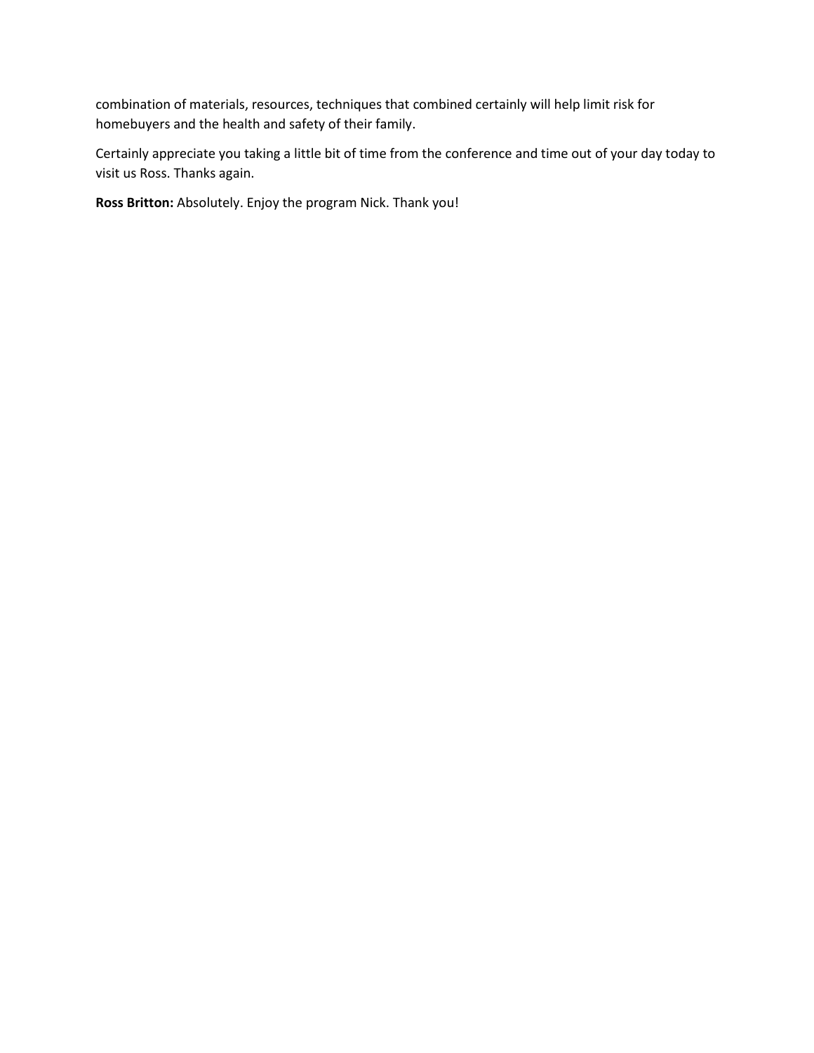combination of materials, resources, techniques that combined certainly will help limit risk for homebuyers and the health and safety of their family.

Certainly appreciate you taking a little bit of time from the conference and time out of your day today to visit us Ross. Thanks again.

**Ross Britton:** Absolutely. Enjoy the program Nick. Thank you!